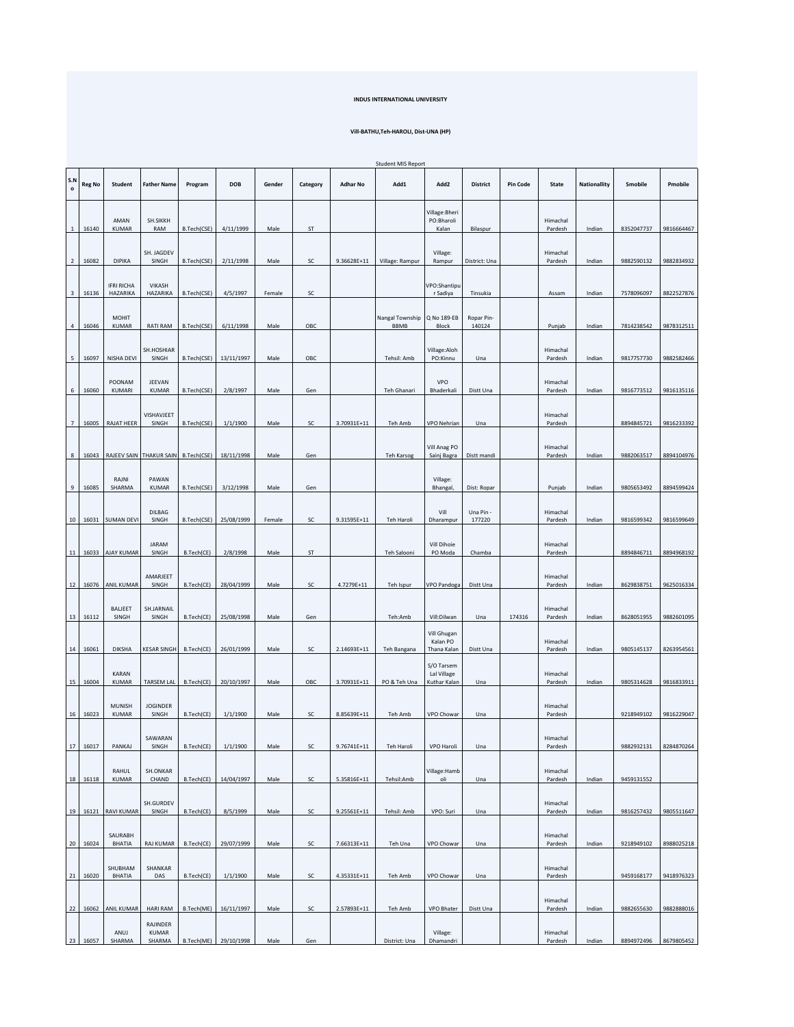**INDUS INTERNATIONAL UNIVERSITY**

**Vill-BATHU,Teh-HAROLI, Dist-UNA (HP)**

Student MIS Report

| S.No | Reg No | Student | Father Name | Program | DOB | Gender | Category | Adhar No | Add1 | Add2 | District | Pin Code | State | Nationallity | Smobile | Pmobile |
|---|---|---|---|---|---|---|---|---|---|---|---|---|---|---|---|---|
| 1 | 16140 | AMAN KUMAR | SH.SIKKH RAM | B.Tech(CSE) | 4/11/1999 | Male | ST | | | Village:Bheri PO:Bharoli Kalan | Bilaspur | | Himachal Pardesh | Indian | 8352047737 | 9816664467 |
| 2 | 16082 | DIPIKA | SH. JAGDEV SINGH | B.Tech(CSE) | 2/11/1998 | Male | SC | 9.36628E+11 | Village: Rampur | Village: Rampur | District: Una | | Himachal Pardesh | Indian | 9882590132 | 9882834932 |
| 3 | 16136 | IFRI RICHA HAZARIKA | VIKASH HAZARIKA | B.Tech(CSE) | 4/5/1997 | Female | SC | | | VPO:Shantipur Sadiya | Tinsukia | | Assam | Indian | 7578096097 | 8822527876 |
| 4 | 16046 | MOHIT KUMAR | RATI RAM | B.Tech(CSE) | 6/11/1998 | Male | OBC | | Nangal Township BBMB | Q No 189-EB Block | Ropar Pin-140124 | | Punjab | Indian | 7814238542 | 9878312511 |
| 5 | 16097 | NISHA DEVI | SH.HOSHIAR SINGH | B.Tech(CSE) | 13/11/1997 | Male | OBC | | Tehsil: Amb | Village:Aloh PO:Kinnu | Una | | Himachal Pardesh | Indian | 9817757730 | 9882582466 |
| 6 | 16060 | POONAM KUMARI | JEEVAN KUMAR | B.Tech(CSE) | 2/8/1997 | Male | Gen | | Teh Ghanari | VPO Bhaderkali | Distt Una | | Himachal Pardesh | Indian | 9816773512 | 9816135116 |
| 7 | 16005 | RAJAT HEER | VISHAVJEET SINGH | B.Tech(CSE) | 1/1/1900 | Male | SC | 3.70931E+11 | Teh Amb | VPO Nehrian | Una | | Himachal Pardesh | | 8894845721 | 9816233392 |
| 8 | 16043 | RAJEEV SAIN | THAKUR SAIN | B.Tech(CSE) | 18/11/1998 | Male | Gen | | Teh Karsog | Vill Anag PO Sainj Bagra | Distt mandi | | Himachal Pardesh | Indian | 9882063517 | 8894104976 |
| 9 | 16085 | RAJNI SHARMA | PAWAN KUMAR | B.Tech(CSE) | 3/12/1998 | Male | Gen | | | Village: Bhangal, | Dist: Ropar | | Punjab | Indian | 9805653492 | 8894599424 |
| 10 | 16031 | SUMAN DEVI | DILBAG SINGH | B.Tech(CSE) | 25/08/1999 | Female | SC | 9.31595E+11 | Teh Haroli | Vill Dharampur | Una Pin - 177220 | | Himachal Pardesh | Indian | 9816599342 | 9816599649 |
| 11 | 16033 | AJAY KUMAR | JARAM SINGH | B.Tech(CE) | 2/8/1998 | Male | ST | | Teh Salooni | Vill Dihoie PO Moda | Chamba | | Himachal Pardesh | | 8894846711 | 8894968192 |
| 12 | 16076 | ANIL KUMAR | AMARJEET SINGH | B.Tech(CE) | 28/04/1999 | Male | SC | 4.7279E+11 | Teh Ispur | VPO Pandoga | Distt Una | | Himachal Pardesh | Indian | 8629838751 | 9625016334 |
| 13 | 16112 | BALJEET SINGH | SH.JARNAIL SINGH | B.Tech(CE) | 25/08/1998 | Male | Gen | | Teh:Amb | Vill:Dilwan | Una | 174316 | Himachal Pardesh | Indian | 8628051955 | 9882601095 |
| 14 | 16061 | DIKSHA | KESAR SINGH | B.Tech(CE) | 26/01/1999 | Male | SC | 2.14693E+11 | Teh Bangana | Vill Ghugan Kalan PO Thana Kalan | Distt Una | | Himachal Pardesh | Indian | 9805145137 | 8263954561 |
| 15 | 16004 | KARAN KUMAR | TARSEM LAL | B.Tech(CE) | 20/10/1997 | Male | OBC | 3.70931E+11 | PO & Teh Una | S/O Tarsem Lal Village Kuthar Kalan | Una | | Himachal Pardesh | Indian | 9805314628 | 9816833911 |
| 16 | 16023 | MUNISH KUMAR | JOGINDER SINGH | B.Tech(CE) | 1/1/1900 | Male | SC | 8.85639E+11 | Teh Amb | VPO Chowar | Una | | Himachal Pardesh | | 9218949102 | 9816229047 |
| 17 | 16017 | PANKAJ | SAWARAN SINGH | B.Tech(CE) | 1/1/1900 | Male | SC | 9.76741E+11 | Teh Haroli | VPO Haroli | Una | | Himachal Pardesh | | 9882932131 | 8284870264 |
| 18 | 16118 | RAHUL KUMAR | SH.ONKAR CHAND | B.Tech(CE) | 14/04/1997 | Male | SC | 5.35816E+11 | Tehsil:Amb | Village:Hamboli | Una | | Himachal Pardesh | Indian | 9459131552 | |
| 19 | 16121 | RAVI KUMAR | SH.GURDEV SINGH | B.Tech(CE) | 8/5/1999 | Male | SC | 9.25561E+11 | Tehsil: Amb | VPO: Suri | Una | | Himachal Pardesh | Indian | 9816257432 | 9805511647 |
| 20 | 16024 | SAURABH BHATIA | RAJ KUMAR | B.Tech(CE) | 29/07/1999 | Male | SC | 7.66313E+11 | Teh Una | VPO Chowar | Una | | Himachal Pardesh | Indian | 9218949102 | 8988025218 |
| 21 | 16020 | SHUBHAM BHATIA | SHANKAR DAS | B.Tech(CE) | 1/1/1900 | Male | SC | 4.35331E+11 | Teh Amb | VPO Chowar | Una | | Himachal Pardesh | | 9459168177 | 9418976323 |
| 22 | 16062 | ANIL KUMAR | HARI RAM | B.Tech(ME) | 16/11/1997 | Male | SC | 2.57893E+11 | Teh Amb | VPO Bhater | Distt Una | | Himachal Pardesh | Indian | 9882655630 | 9882888016 |
| 23 | 16057 | ANUJ SHARMA | RAJINDER KUMAR SHARMA | B.Tech(ME) | 29/10/1998 | Male | Gen | | District: Una | Village: Dhamandri | | | Himachal Pardesh | Indian | 8894972496 | 8679805452 |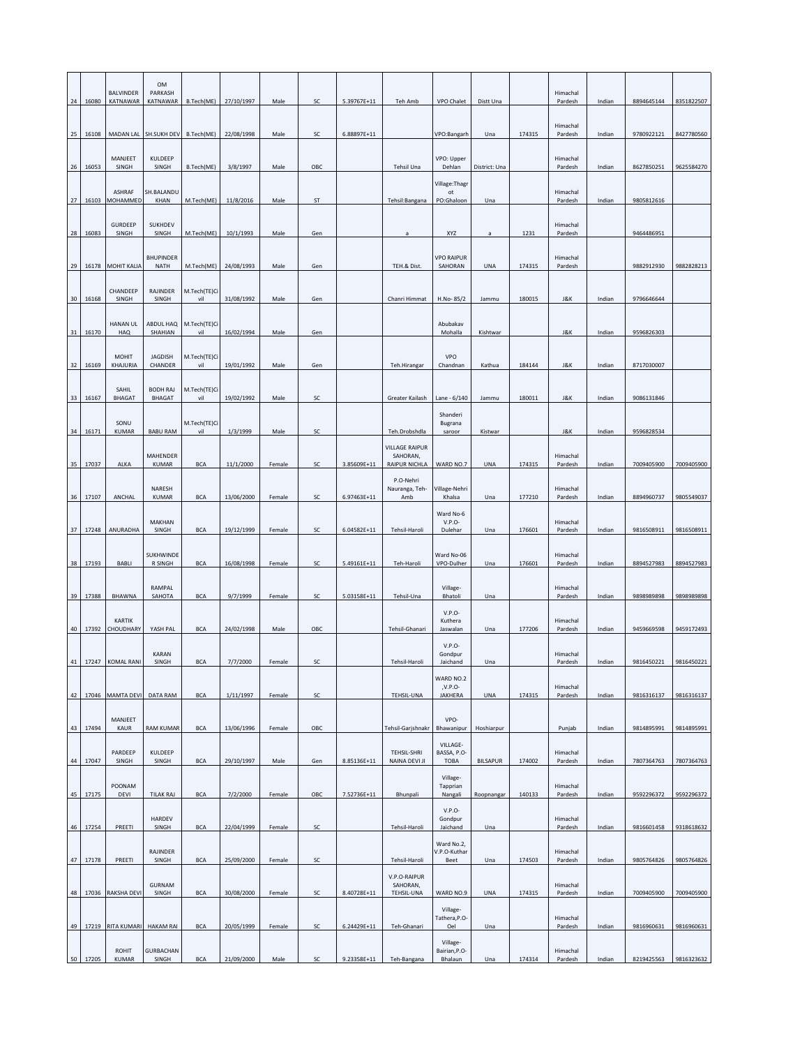| 24 | 16080 | BALVINDER KATNAWAR | OM PARKASH KATNAWAR | B.Tech(ME) | 27/10/1997 | Male | SC | 5.39767E+11 | Teh Amb | VPO Chalet | Distt Una | | Himachal Pardesh | Indian | 8894645144 | 8351822507 |
|---|---|---|---|---|---|---|---|---|---|---|---|---|---|---|---|---|
| 25 | 16108 | MADAN LAL | SH.SUKH DEV | B.Tech(ME) | 22/08/1998 | Male | SC | 6.88897E+11 | | VPO:Bangarh | Una | 174315 | Himachal Pardesh | Indian | 9780922121 | 8427780560 |
| 26 | 16053 | MANJEET SINGH | KULDEEP SINGH | B.Tech(ME) | 3/8/1997 | Male | OBC | | Tehsil Una | VPO: Upper Dehlan | District: Una | | Himachal Pardesh | Indian | 8627850251 | 9625584270 |
| 27 | 16103 | ASHRAF MOHAMMED | SH.BALANDU KHAN | M.Tech(ME) | 11/8/2016 | Male | ST | | Tehsil:Bangana | Village:Thagrot PO:Ghaloon | Una | | Himachal Pardesh | Indian | 9805812616 | |
| 28 | 16083 | GURDEEP SINGH | SUKHDEV SINGH | M.Tech(ME) | 10/1/1993 | Male | Gen | | a | XYZ | a | 1231 | Himachal Pardesh | | 9464486951 | |
| 29 | 16178 | MOHIT KALIA | BHUPINDER NATH | M.Tech(ME) | 24/08/1993 | Male | Gen | | TEH.& Dist. | VPO RAIPUR SAHORAN | UNA | 174315 | Himachal Pardesh | | 9882912930 | 9882828213 |
| 30 | 16168 | CHANDEEP SINGH | RAJINDER SINGH | M.Tech(TE)Civil | 31/08/1992 | Male | Gen | | Chanri Himmat | H.No- 85/2 | Jammu | 180015 | J&K | Indian | 9796646644 | |
| 31 | 16170 | HANAN UL HAQ | ABDUL HAQ SHAHIAN | M.Tech(TE)Civil | 16/02/1994 | Male | Gen | | | Abubakav Mohalla | Kishtwar | | J&K | Indian | 9596826303 | |
| 32 | 16169 | MOHIT KHAJURIA | JAGDISH CHANDER | M.Tech(TE)Civil | 19/01/1992 | Male | Gen | | Teh.Hirangar | VPO Chandnan | Kathua | 184144 | J&K | Indian | 8717030007 | |
| 33 | 16167 | SAHIL BHAGAT | BODH RAJ BHAGAT | M.Tech(TE)Civil | 19/02/1992 | Male | SC | | Greater Kailash | Lane - 6/140 | Jammu | 180011 | J&K | Indian | 9086131846 | |
| 34 | 16171 | SONU KUMAR | BABU RAM | M.Tech(TE)Civil | 1/3/1999 | Male | SC | | Teh.Drobshdla | Shanderi Bugrana saroor | Kistwar | | J&K | Indian | 9596828534 | |
| 35 | 17037 | ALKA | MAHENDER KUMAR | BCA | 11/1/2000 | Female | SC | 3.85609E+11 | VILLAGE RAIPUR SAHORAN, RAIPUR NICHLA | WARD NO.7 | UNA | 174315 | Himachal Pardesh | Indian | 7009405900 | 7009405900 |
| 36 | 17107 | ANCHAL | NARESH KUMAR | BCA | 13/06/2000 | Female | SC | 6.97463E+11 | P.O-Nehri Nauranga, Teh-Amb | Village-Nehri Khalsa | Una | 177210 | Himachal Pardesh | Indian | 8894960737 | 9805549037 |
| 37 | 17248 | ANURADHA | MAKHAN SINGH | BCA | 19/12/1999 | Female | SC | 6.04582E+11 | Tehsil-Haroli | Ward No-6 V.P.O-Dulehar | Una | 176601 | Himachal Pardesh | Indian | 9816508911 | 9816508911 |
| 38 | 17193 | BABLI | SUKHWINDER SINGH | BCA | 16/08/1998 | Female | SC | 5.49161E+11 | Teh-Haroli | Ward No-06 VPO-Dulher | Una | 176601 | Himachal Pardesh | Indian | 8894527983 | 8894527983 |
| 39 | 17388 | BHAWNA | RAMPAL SAHOTA | BCA | 9/7/1999 | Female | SC | 5.03158E+11 | Tehsil-Una | Village-Bhatoli | Una | | Himachal Pardesh | Indian | 9898989898 | 9898989898 |
| 40 | 17392 | KARTIK CHOUDHARY | YASH PAL | BCA | 24/02/1998 | Male | OBC | | Tehsil-Ghanari | V.P.O-Kuthera Jaswalan | Una | 177206 | Himachal Pardesh | Indian | 9459669598 | 9459172493 |
| 41 | 17247 | KOMAL RANI | KARAN SINGH | BCA | 7/7/2000 | Female | SC | | Tehsil-Haroli | V.P.O-Gondpur Jaichand | Una | | Himachal Pardesh | Indian | 9816450221 | 9816450221 |
| 42 | 17046 | MAMTA DEVI | DATA RAM | BCA | 1/11/1997 | Female | SC | | TEHSIL-UNA | WARD NO.2 ,V.P.O-JAKHERA | UNA | 174315 | Himachal Pardesh | Indian | 9816316137 | 9816316137 |
| 43 | 17494 | MANJEET KAUR | RAM KUMAR | BCA | 13/06/1996 | Female | OBC | | Tehsil-Garjshnakr | VPO-Bhawanipur | Hoshiarpur | | Punjab | Indian | 9814895991 | 9814895991 |
| 44 | 17047 | PARDEEP SINGH | KULDEEP SINGH | BCA | 29/10/1997 | Male | Gen | 8.85136E+11 | TEHSIL-SHRI NAINA DEVI JI | VILLAGE-BASSA, P.O-TOBA | BILSAPUR | 174002 | Himachal Pardesh | Indian | 7807364763 | 7807364763 |
| 45 | 17175 | POONAM DEVI | TILAK RAJ | BCA | 7/2/2000 | Female | OBC | 7.52736E+11 | Bhunpali | Village-Tapprian Nangali | Roopnangar | 140133 | Himachal Pardesh | Indian | 9592296372 | 9592296372 |
| 46 | 17254 | PREETI | HARDEV SINGH | BCA | 22/04/1999 | Female | SC | | Tehsil-Haroli | V.P.O-Gondpur Jaichand | Una | | Himachal Pardesh | Indian | 9816601458 | 9318618632 |
| 47 | 17178 | PREETI | RAJINDER SINGH | BCA | 25/09/2000 | Female | SC | | Tehsil-Haroli | Ward No.2, V.P.O-Kuthar Beet | Una | 174503 | Himachal Pardesh | Indian | 9805764826 | 9805764826 |
| 48 | 17036 | RAKSHA DEVI | GURNAM SINGH | BCA | 30/08/2000 | Female | SC | 8.40728E+11 | V.P.O-RAIPUR SAHORAN, TEHSIL-UNA | WARD NO.9 | UNA | 174315 | Himachal Pardesh | Indian | 7009405900 | 7009405900 |
| 49 | 17219 | RITA KUMARI | HAKAM RAI | BCA | 20/05/1999 | Female | SC | 6.24429E+11 | Teh-Ghanari | Village-Tathera,P.O-Oel | Una | | Himachal Pardesh | Indian | 9816960631 | 9816960631 |
| 50 | 17205 | ROHIT KUMAR | GURBACHAN SINGH | BCA | 21/09/2000 | Male | SC | 9.23358E+11 | Teh-Bangana | Village-Bairian,P.O-Bhalaun | Una | 174314 | Himachal Pardesh | Indian | 8219425563 | 9816323632 |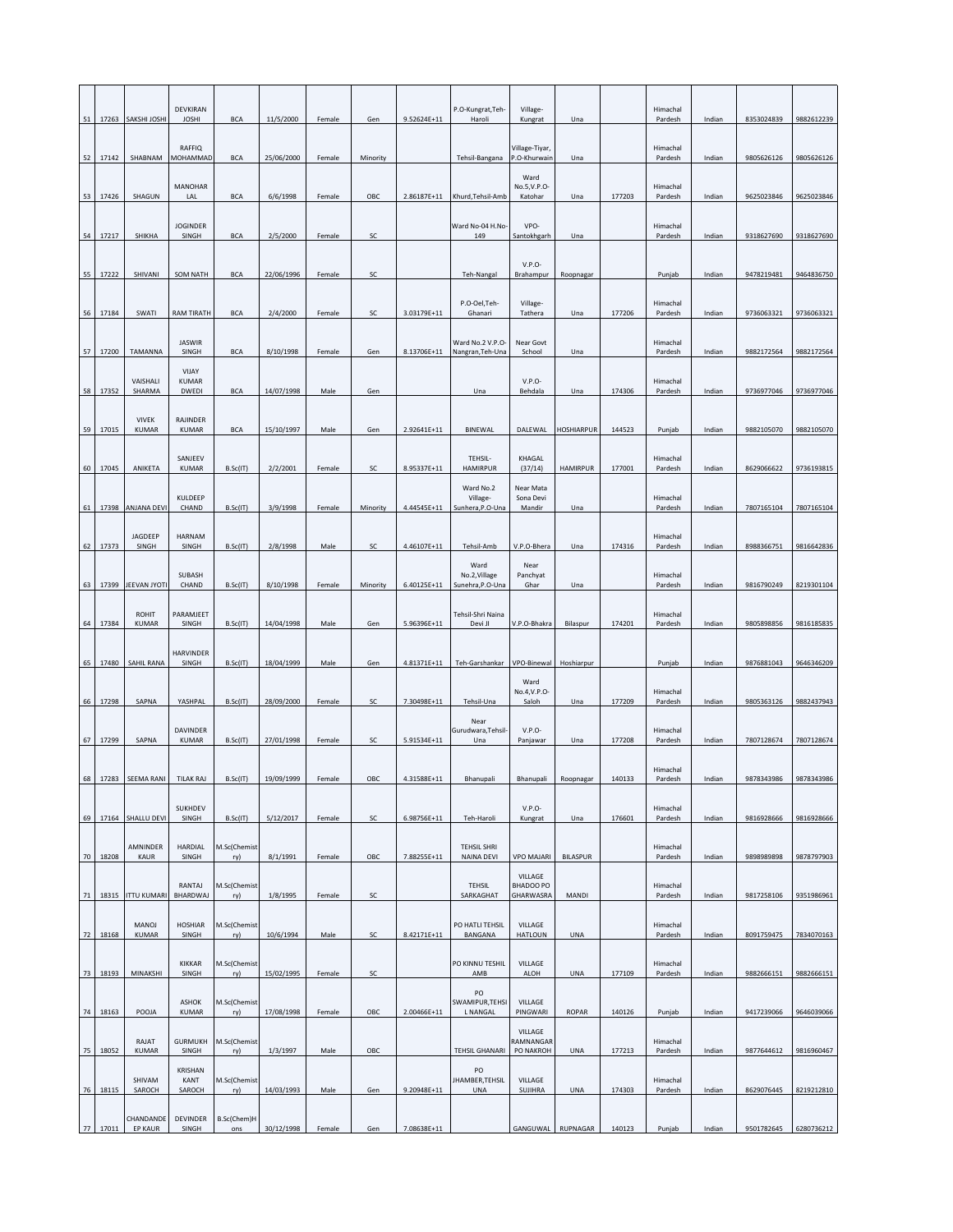| | | | | | | | | | | | | | | | | |
|---|---|---|---|---|---|---|---|---|---|---|---|---|---|---|---|---|
| 51 | 17263 | SAKSHI JOSHI | DEVKIRAN JOSHI | BCA | 11/5/2000 | Female | Gen | 9.52624E+11 | P.O-Kungrat,Teh-Haroli | Village-Kungrat | Una | | Himachal Pardesh | Indian | 8353024839 | 9882612239 |
| 52 | 17142 | SHABNAM | RAFFIQ MOHAMMAD | BCA | 25/06/2000 | Female | Minority | | Tehsil-Bangana | Village-Tiyar, P.O-Khurwain | Una | | Himachal Pardesh | Indian | 9805626126 | 9805626126 |
| 53 | 17426 | SHAGUN | MANOHAR LAL | BCA | 6/6/1998 | Female | OBC | 2.86187E+11 | Khurd,Tehsil-Amb | Ward No.5,V.P.O-Katohar | Una | 177203 | Himachal Pardesh | Indian | 9625023846 | 9625023846 |
| 54 | 17217 | SHIKHA | JOGINDER SINGH | BCA | 2/5/2000 | Female | SC | | Ward No-04 H.No-149 | VPO-Santokhgarh | Una | | Himachal Pardesh | Indian | 9318627690 | 9318627690 |
| 55 | 17222 | SHIVANI | SOM NATH | BCA | 22/06/1996 | Female | SC | | Teh-Nangal | V.P.O-Brahampur | Roopnagar | | Punjab | Indian | 9478219481 | 9464836750 |
| 56 | 17184 | SWATI | RAM TIRATH | BCA | 2/4/2000 | Female | SC | 3.03179E+11 | P.O-Oel,Teh-Ghanari | Village-Tathera | Una | 177206 | Himachal Pardesh | Indian | 9736063321 | 9736063321 |
| 57 | 17200 | TAMANNA | JASWIR SINGH | BCA | 8/10/1998 | Female | Gen | 8.13706E+11 | Ward No.2 V.P.O-Nangran,Teh-Una | Near Govt School | Una | | Himachal Pardesh | Indian | 9882172564 | 9882172564 |
| 58 | 17352 | VAISHALI SHARMA | VIJAY KUMAR DWEDI | BCA | 14/07/1998 | Male | Gen | | Una | V.P.O-Behdala | Una | 174306 | Himachal Pardesh | Indian | 9736977046 | 9736977046 |
| 59 | 17015 | VIVEK KUMAR | RAJINDER KUMAR | BCA | 15/10/1997 | Male | Gen | 2.92641E+11 | BINEWAL | DALEWAL | HOSHIARPUR | 144523 | Punjab | Indian | 9882105070 | 9882105070 |
| 60 | 17045 | ANIKETA | SANJEEV KUMAR | B.Sc(IT) | 2/2/2001 | Female | SC | 8.95337E+11 | TEHSIL-HAMIRPUR | KHAGAL (37/14) | HAMIRPUR | 177001 | Himachal Pardesh | Indian | 8629066622 | 9736193815 |
| 61 | 17398 | ANJANA DEVI | KULDEEP CHAND | B.Sc(IT) | 3/9/1998 | Female | Minority | 4.44545E+11 | Ward No.2 Village-Sunhera,P.O-Una | Near Mata Sona Devi Mandir | Una | | Himachal Pardesh | Indian | 7807165104 | 7807165104 |
| 62 | 17373 | JAGDEEP SINGH | HARNAM SINGH | B.Sc(IT) | 2/8/1998 | Male | SC | 4.46107E+11 | Tehsil-Amb | V.P.O-Bhera | Una | 174316 | Himachal Pardesh | Indian | 8988366751 | 9816642836 |
| 63 | 17399 | JEEVAN JYOTI | SUBASH CHAND | B.Sc(IT) | 8/10/1998 | Female | Minority | 6.40125E+11 | Ward No.2,Village Sunehra,P.O-Una | Near Panchyat Ghar | Una | | Himachal Pardesh | Indian | 9816790249 | 8219301104 |
| 64 | 17384 | ROHIT KUMAR | PARAMJEET SINGH | B.Sc(IT) | 14/04/1998 | Male | Gen | 5.96396E+11 | Tehsil-Shri Naina Devi JI | V.P.O-Bhakra | Bilaspur | 174201 | Himachal Pardesh | Indian | 9805898856 | 9816185835 |
| 65 | 17480 | SAHIL RANA | HARVINDER SINGH | B.Sc(IT) | 18/04/1999 | Male | Gen | 4.81371E+11 | Teh-Garshankar | VPO-Binewal | Hoshiarpur | | Punjab | Indian | 9876881043 | 9646346209 |
| 66 | 17298 | SAPNA | YASHPAL | B.Sc(IT) | 28/09/2000 | Female | SC | 7.30498E+11 | Tehsil-Una | Ward No.4,V.P.O-Saloh | Una | 177209 | Himachal Pardesh | Indian | 9805363126 | 9882437943 |
| 67 | 17299 | SAPNA | DAVINDER KUMAR | B.Sc(IT) | 27/01/1998 | Female | SC | 5.91534E+11 | Near Gurudwara,Tehsil-Una | V.P.O-Panjawar | Una | 177208 | Himachal Pardesh | Indian | 7807128674 | 7807128674 |
| 68 | 17283 | SEEMA RANI | TILAK RAJ | B.Sc(IT) | 19/09/1999 | Female | OBC | 4.31588E+11 | Bhanupali | Bhanupali | Roopnagar | 140133 | Himachal Pardesh | Indian | 9878343986 | 9878343986 |
| 69 | 17164 | SHALLU DEVI | SUKHDEV SINGH | B.Sc(IT) | 5/12/2017 | Female | SC | 6.98756E+11 | Teh-Haroli | V.P.O-Kungrat | Una | 176601 | Himachal Pardesh | Indian | 9816928666 | 9816928666 |
| 70 | 18208 | AMNINDER KAUR | HARDIAL SINGH | M.Sc(Chemistry) | 8/1/1991 | Female | OBC | 7.88255E+11 | TEHSIL SHRI NAINA DEVI | VPO MAJARI | BILASPUR | | Himachal Pardesh | Indian | 9898989898 | 9878797903 |
| 71 | 18315 | ITTU KUMARI | RANTAJ BHARDWAJ | M.Sc(Chemistry) | 1/8/1995 | Female | SC | | TEHSIL SARKAGHAT | VILLAGE BHADOO PO GHARWASRA | MANDI | | Himachal Pardesh | Indian | 9817258106 | 9351986961 |
| 72 | 18168 | MANOJ KUMAR | HOSHIAR SINGH | M.Sc(Chemistry) | 10/6/1994 | Male | SC | 8.42171E+11 | PO HATLI TEHSIL BANGANA | VILLAGE HATLOUN | UNA | | Himachal Pardesh | Indian | 8091759475 | 7834070163 |
| 73 | 18193 | MINAKSHI | KIKKAR SINGH | M.Sc(Chemistry) | 15/02/1995 | Female | SC | | PO KINNU TESHIL AMB | VILLAGE ALOH | UNA | 177109 | Himachal Pardesh | Indian | 9882666151 | 9882666151 |
| 74 | 18163 | POOJA | ASHOK KUMAR | M.Sc(Chemistry) | 17/08/1998 | Female | OBC | 2.00466E+11 | PO SWAMIPUR,TEHSIL NANGAL | VILLAGE PINGWARI | ROPAR | 140126 | Punjab | Indian | 9417239066 | 9646039066 |
| 75 | 18052 | RAJAT KUMAR | GURMUKH SINGH | M.Sc(Chemistry) | 1/3/1997 | Male | OBC | | TEHSIL GHANARI | VILLAGE RAMNANGAR PO NAKROH | UNA | 177213 | Himachal Pardesh | Indian | 9877644612 | 9816960467 |
| 76 | 18115 | SHIVAM SAROCH | KRISHAN KANT SAROCH | M.Sc(Chemistry) | 14/03/1993 | Male | Gen | 9.20948E+11 | PO JHAMBER,TEHSIL UNA | VILLAGE SUJIHRA | UNA | 174303 | Himachal Pardesh | Indian | 8629076445 | 8219212810 |
| 77 | 17011 | CHANDANDEEP KAUR | DEVINDER SINGH | B.Sc(Chem)Hons | 30/12/1998 | Female | Gen | 7.08638E+11 | | GANGUWAL | RUPNAGAR | 140123 | Punjab | Indian | 9501782645 | 6280736212 |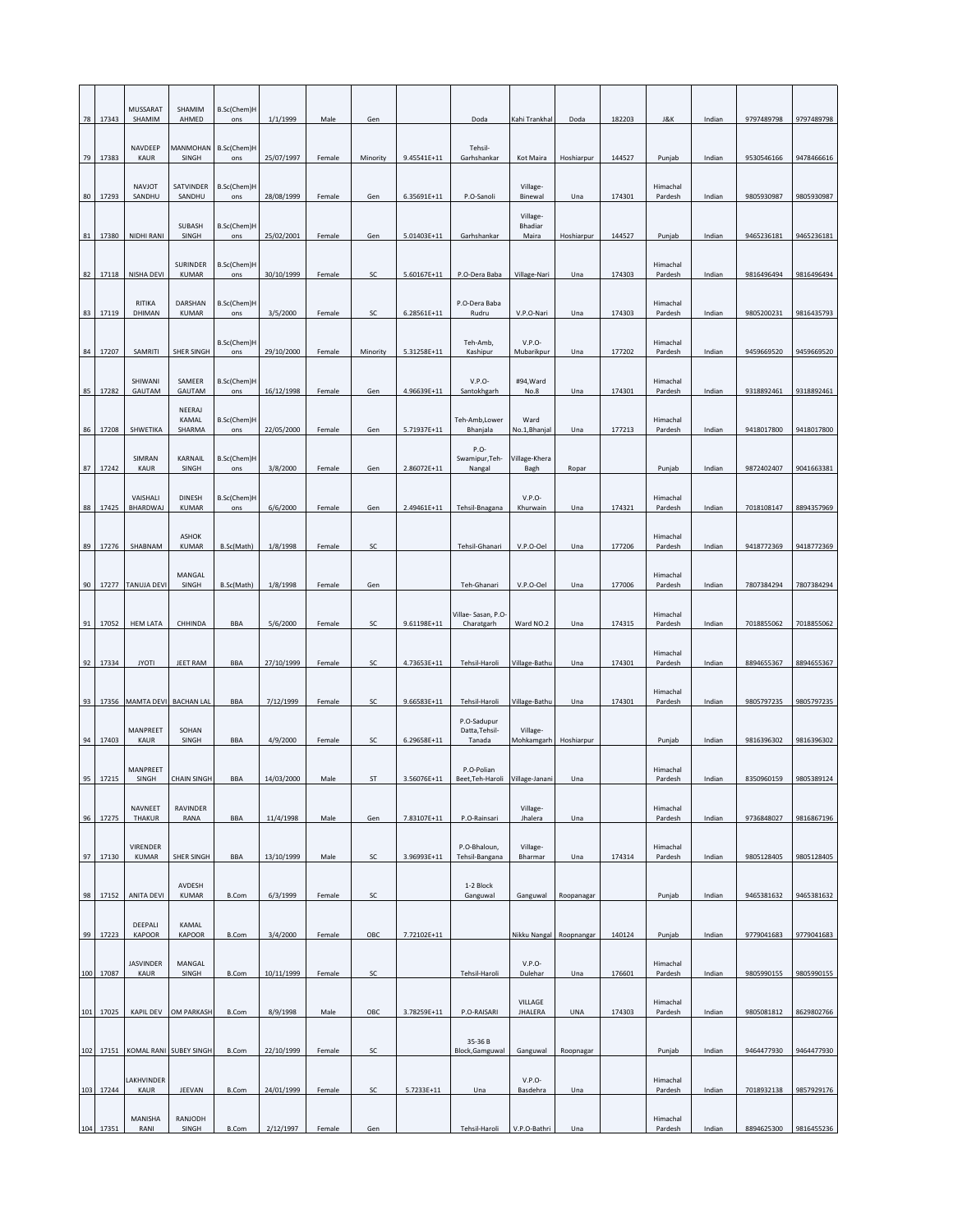| 78 | 17343 | MUSSARAT SHAMIM | SHAMIM AHMED | B.Sc(Chem)Hons | 1/1/1999 | Male | Gen | | Doda | Kahi Trankhal | Doda | 182203 | J&K | Indian | 9797489798 | 9797489798 |
|---|---|---|---|---|---|---|---|---|---|---|---|---|---|---|---|---|
| 79 | 17383 | NAVDEEP KAUR | MANMOHAN SINGH | B.Sc(Chem)Hons | 25/07/1997 | Female | Minority | 9.45541E+11 | Tehsil-Garhshankar | Kot Maira | Hoshiarpur | 144527 | Punjab | Indian | 9530546166 | 9478466616 |
| 80 | 17293 | NAVJOT SANDHU | SATVINDER SANDHU | B.Sc(Chem)Hons | 28/08/1999 | Female | Gen | 6.35691E+11 | P.O-Sanoli | Village-Binewal | Una | 174301 | Himachal Pardesh | Indian | 9805930987 | 9805930987 |
| 81 | 17380 | NIDHI RANI | SUBASH SINGH | B.Sc(Chem)Hons | 25/02/2001 | Female | Gen | 5.01403E+11 | Garhshankar | Village-Bhadiar Maira | Hoshiarpur | 144527 | Punjab | Indian | 9465236181 | 9465236181 |
| 82 | 17118 | NISHA DEVI | SURINDER KUMAR | B.Sc(Chem)Hons | 30/10/1999 | Female | SC | 5.60167E+11 | P.O-Dera Baba | Village-Nari | Una | 174303 | Himachal Pardesh | Indian | 9816496494 | 9816496494 |
| 83 | 17119 | RITIKA DHIMAN | DARSHAN KUMAR | B.Sc(Chem)Hons | 3/5/2000 | Female | SC | 6.28561E+11 | P.O-Dera Baba Rudru | V.P.O-Nari | Una | 174303 | Himachal Pardesh | Indian | 9805200231 | 9816435793 |
| 84 | 17207 | SAMRITI | SHER SINGH | B.Sc(Chem)Hons | 29/10/2000 | Female | Minority | 5.31258E+11 | Teh-Amb, Kashipur | V.P.O-Mubarikpur | Una | 177202 | Himachal Pardesh | Indian | 9459669520 | 9459669520 |
| 85 | 17282 | SHIWANI GAUTAM | SAMEER GAUTAM | B.Sc(Chem)Hons | 16/12/1998 | Female | Gen | 4.96639E+11 | V.P.O-Santokhgarh | #94,Ward No.8 | Una | 174301 | Himachal Pardesh | Indian | 9318892461 | 9318892461 |
| 86 | 17208 | SHWETIKA | NEERAJ KAMAL SHARMA | B.Sc(Chem)Hons | 22/05/2000 | Female | Gen | 5.71937E+11 | Teh-Amb,Lower Bhanjala | Ward No.1,Bhanjal | Una | 177213 | Himachal Pardesh | Indian | 9418017800 | 9418017800 |
| 87 | 17242 | SIMRAN KAUR | KARNAIL SINGH | B.Sc(Chem)Hons | 3/8/2000 | Female | Gen | 2.86072E+11 | P.O-Swamipur,Teh-Nangal | Village-Khera Bagh | Ropar | | Punjab | Indian | 9872402407 | 9041663381 |
| 88 | 17425 | VAISHALI BHARDWAJ | DINESH KUMAR | B.Sc(Chem)Hons | 6/6/2000 | Female | Gen | 2.49461E+11 | Tehsil-Bnagana | V.P.O-Khurwain | Una | 174321 | Himachal Pardesh | Indian | 7018108147 | 8894357969 |
| 89 | 17276 | SHABNAM | ASHOK KUMAR | B.Sc(Math) | 1/8/1998 | Female | SC | | Tehsil-Ghanari | V.P.O-Oel | Una | 177206 | Himachal Pardesh | Indian | 9418772369 | 9418772369 |
| 90 | 17277 | TANUJA DEVI | MANGAL SINGH | B.Sc(Math) | 1/8/1998 | Female | Gen | | Teh-Ghanari | V.P.O-Oel | Una | 177006 | Himachal Pardesh | Indian | 7807384294 | 7807384294 |
| 91 | 17052 | HEM LATA | CHHINDA | BBA | 5/6/2000 | Female | SC | 9.61198E+11 | Villae- Sasan, P.O-Charatgarh | Ward NO.2 | Una | 174315 | Himachal Pardesh | Indian | 7018855062 | 7018855062 |
| 92 | 17334 | JYOTI | JEET RAM | BBA | 27/10/1999 | Female | SC | 4.73653E+11 | Tehsil-Haroli | Village-Bathu | Una | 174301 | Himachal Pardesh | Indian | 8894655367 | 8894655367 |
| 93 | 17356 | MAMTA DEVI | BACHAN LAL | BBA | 7/12/1999 | Female | SC | 9.66583E+11 | Tehsil-Haroli | Village-Bathu | Una | 174301 | Himachal Pardesh | Indian | 9805797235 | 9805797235 |
| 94 | 17403 | MANPREET KAUR | SOHAN SINGH | BBA | 4/9/2000 | Female | SC | 6.29658E+11 | P.O-Sadupur Datta,Tehsil-Tanada | Village-Mohkamgarh | Hoshiarpur | | Punjab | Indian | 9816396302 | 9816396302 |
| 95 | 17215 | MANPREET SINGH | CHAIN SINGH | BBA | 14/03/2000 | Male | ST | 3.56076E+11 | P.O-Polian Beet,Teh-Haroli | Village-Janani | Una | | Himachal Pardesh | Indian | 8350960159 | 9805389124 |
| 96 | 17275 | NAVNEET THAKUR | RAVINDER RANA | BBA | 11/4/1998 | Male | Gen | 7.83107E+11 | P.O-Rainsari | Village-Jhalera | Una | | Himachal Pardesh | Indian | 9736848027 | 9816867196 |
| 97 | 17130 | VIRENDER KUMAR | SHER SINGH | BBA | 13/10/1999 | Male | SC | 3.96993E+11 | P.O-Bhaloun, Tehsil-Bangana | Village-Bharmar | Una | 174314 | Himachal Pardesh | Indian | 9805128405 | 9805128405 |
| 98 | 17152 | ANITA DEVI | AVDESH KUMAR | B.Com | 6/3/1999 | Female | SC | | 1-2 Block Ganguwal | Ganguwal | Roopanagar | | Punjab | Indian | 9465381632 | 9465381632 |
| 99 | 17223 | DEEPALI KAPOOR | KAMAL KAPOOR | B.Com | 3/4/2000 | Female | OBC | 7.72102E+11 | | Nikku Nangal | Roopnangar | 140124 | Punjab | Indian | 9779041683 | 9779041683 |
| 100 | 17087 | JASVINDER KAUR | MANGAL SINGH | B.Com | 10/11/1999 | Female | SC | | Tehsil-Haroli | V.P.O-Dulehar | Una | 176601 | Himachal Pardesh | Indian | 9805990155 | 9805990155 |
| 101 | 17025 | KAPIL DEV | OM PARKASH | B.Com | 8/9/1998 | Male | OBC | 3.78259E+11 | P.O-RAISARI | VILLAGE JHALERA | UNA | 174303 | Himachal Pardesh | Indian | 9805081812 | 8629802766 |
| 102 | 17151 | KOMAL RANI | SUBEY SINGH | B.Com | 22/10/1999 | Female | SC | | 35-36 B Block,Gamguwal | Ganguwal | Roopnagar | | Punjab | Indian | 9464477930 | 9464477930 |
| 103 | 17244 | LAKHVINDER KAUR | JEEVAN | B.Com | 24/01/1999 | Female | SC | 5.7233E+11 | Una | V.P.O-Basdehra | Una | | Himachal Pardesh | Indian | 7018932138 | 9857929176 |
| 104 | 17351 | MANISHA RANI | RANJODH SINGH | B.Com | 2/12/1997 | Female | Gen | | Tehsil-Haroli | V.P.O-Bathri | Una | | Himachal Pardesh | Indian | 8894625300 | 9816455236 |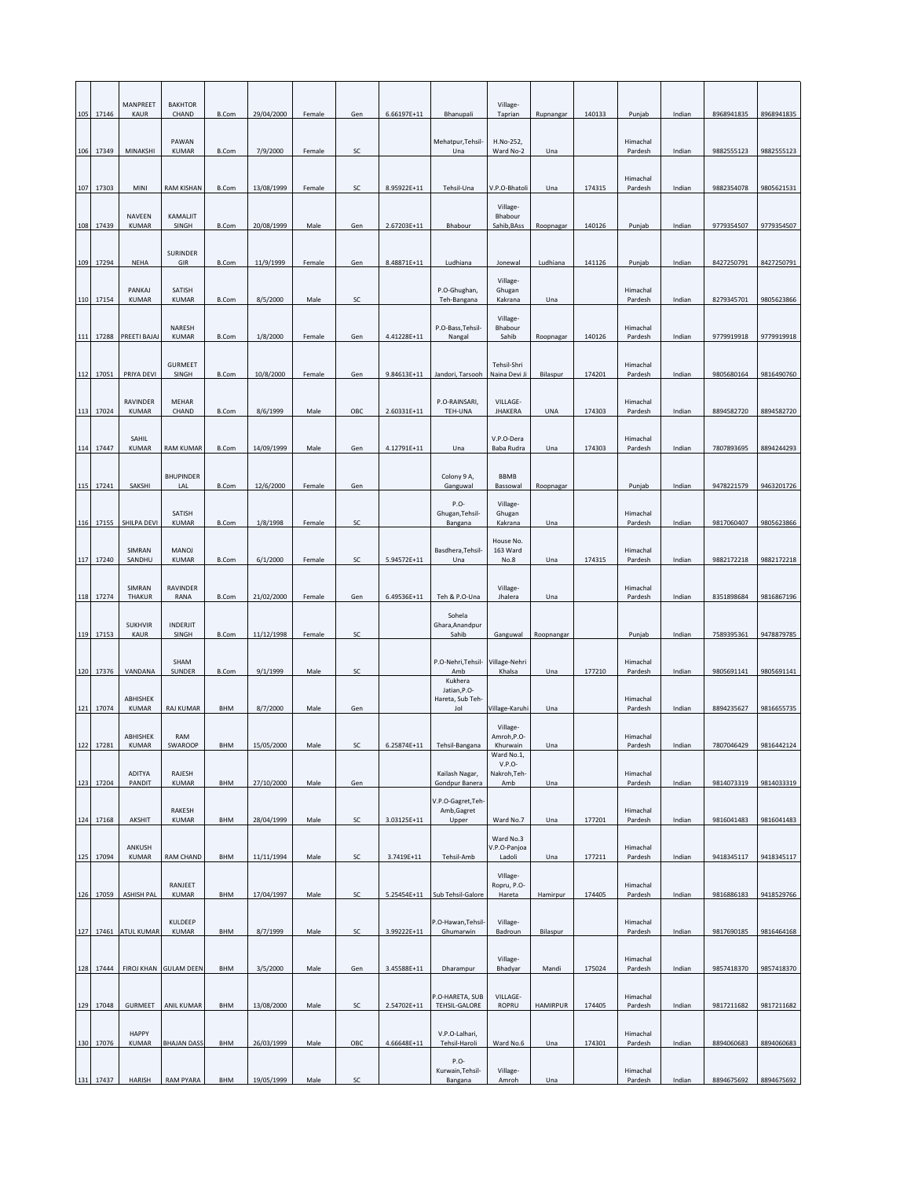| 105 | 17146 | MANPREET KAUR | BAKHTOR CHAND | B.Com | 29/04/2000 | Female | Gen | 6.66197E+11 | Bhanupali | Village-Taprian | Rupnangar | 140133 | Punjab | Indian | 8968941835 | 8968941835 |
|---|---|---|---|---|---|---|---|---|---|---|---|---|---|---|---|---|
| 106 | 17349 | MINAKSHI | PAWAN KUMAR | B.Com | 7/9/2000 | Female | SC | | Mehatpur,Tehsil-Una | H.No-252, Ward No-2 | Una | | Himachal Pardesh | Indian | 9882555123 | 9882555123 |
| 107 | 17303 | MINI | RAM KISHAN | B.Com | 13/08/1999 | Female | SC | 8.95922E+11 | Tehsil-Una | V.P.O-Bhatoli | Una | 174315 | Himachal Pardesh | Indian | 9882354078 | 9805621531 |
| 108 | 17439 | NAVEEN KUMAR | KAMALJIT SINGH | B.Com | 20/08/1999 | Male | Gen | 2.67203E+11 | Bhabour | Village-Bhabour Sahib,BAss | Roopnagar | 140126 | Punjab | Indian | 9779354507 | 9779354507 |
| 109 | 17294 | NEHA | SURINDER GIR | B.Com | 11/9/1999 | Female | Gen | 8.48871E+11 | Ludhiana | Jonewal | Ludhiana | 141126 | Punjab | Indian | 8427250791 | 8427250791 |
| 110 | 17154 | PANKAJ KUMAR | SATISH KUMAR | B.Com | 8/5/2000 | Male | SC | | P.O-Ghughan, Teh-Bangana | Village-Ghugan Kakrana | Una | | Himachal Pardesh | Indian | 8279345701 | 9805623866 |
| 111 | 17288 | PREETI BAJAJ | NARESH KUMAR | B.Com | 1/8/2000 | Female | Gen | 4.41228E+11 | P.O-Bass,Tehsil-Nangal | Village-Bhabour Sahib | Roopnagar | 140126 | Himachal Pardesh | Indian | 9779919918 | 9779919918 |
| 112 | 17051 | PRIYA DEVI | GURMEET SINGH | B.Com | 10/8/2000 | Female | Gen | 9.84613E+11 | Jandori, Tarsooh | Tehsil-Shri Naina Devi Ji | Bilaspur | 174201 | Himachal Pardesh | Indian | 9805680164 | 9816490760 |
| 113 | 17024 | RAVINDER KUMAR | MEHAR CHAND | B.Com | 8/6/1999 | Male | OBC | 2.60331E+11 | P.O-RAINSARI, TEH-UNA | VILLAGE-JHAKERA | UNA | 174303 | Himachal Pardesh | Indian | 8894582720 | 8894582720 |
| 114 | 17447 | SAHIL KUMAR | RAM KUMAR | B.Com | 14/09/1999 | Male | Gen | 4.12791E+11 | Una | V.P.O-Dera Baba Rudra | Una | 174303 | Himachal Pardesh | Indian | 7807893695 | 8894244293 |
| 115 | 17241 | SAKSHI | BHUPINDER LAL | B.Com | 12/6/2000 | Female | Gen | | Colony 9 A, Ganguwal | BBMB Bassowal | Roopnagar | | Punjab | Indian | 9478221579 | 9463201726 |
| 116 | 17155 | SHILPA DEVI | SATISH KUMAR | B.Com | 1/8/1998 | Female | SC | | P.O-Ghugan,Tehsil-Bangana | Village-Ghugan Kakrana | Una | | Himachal Pardesh | Indian | 9817060407 | 9805623866 |
| 117 | 17240 | SIMRAN SANDHU | MANOJ KUMAR | B.Com | 6/1/2000 | Female | SC | 5.94572E+11 | Basdhera,Tehsil-Una | House No. 163 Ward No.8 | Una | 174315 | Himachal Pardesh | Indian | 9882172218 | 9882172218 |
| 118 | 17274 | SIMRAN THAKUR | RAVINDER RANA | B.Com | 21/02/2000 | Female | Gen | 6.49536E+11 | Teh & P.O-Una | Village-Jhalera | Una | | Himachal Pardesh | Indian | 8351898684 | 9816867196 |
| 119 | 17153 | SUKHVIR KAUR | INDERJIT SINGH | B.Com | 11/12/1998 | Female | SC | | Sohela Ghara,Anandpur Sahib | Ganguwal | Roopnangar | | Punjab | Indian | 7589395361 | 9478879785 |
| 120 | 17376 | VANDANA | SHAM SUNDER | B.Com | 9/1/1999 | Male | SC | | P.O-Nehri,Tehsil-Amb | Village-Nehri Khalsa | Una | 177210 | Himachal Pardesh | Indian | 9805691141 | 9805691141 |
| 121 | 17074 | ABHISHEK KUMAR | RAJ KUMAR | BHM | 8/7/2000 | Male | Gen | | Kukhera Jatian,P.O-Hareta, Sub Teh-Jol | Village-Karuhi | Una | | Himachal Pardesh | Indian | 8894235627 | 9816655735 |
| 122 | 17281 | ABHISHEK KUMAR | RAM SWAROOP | BHM | 15/05/2000 | Male | SC | 6.25874E+11 | Tehsil-Bangana | Village-Amroh,P.O-Khurwain | Una | | Himachal Pardesh | Indian | 7807046429 | 9816442124 |
| 123 | 17204 | ADITYA PANDIT | RAJESH KUMAR | BHM | 27/10/2000 | Male | Gen | | Kailash Nagar, Gondpur Banera | Ward No.1, V.P.O-Nakroh,Teh-Amb | Una | | Himachal Pardesh | Indian | 9814073319 | 9814033319 |
| 124 | 17168 | AKSHIT | RAKESH KUMAR | BHM | 28/04/1999 | Male | SC | 3.03125E+11 | V.P.O-Gagret,Teh-Amb,Gagret Upper | Ward No.7 | Una | 177201 | Himachal Pardesh | Indian | 9816041483 | 9816041483 |
| 125 | 17094 | ANKUSH KUMAR | RAM CHAND | BHM | 11/11/1994 | Male | SC | 3.7419E+11 | Tehsil-Amb | Ward No.3 V.P.O-Panjoa Ladoli | Una | 177211 | Himachal Pardesh | Indian | 9418345117 | 9418345117 |
| 126 | 17059 | ASHISH PAL | RANJEET KUMAR | BHM | 17/04/1997 | Male | SC | 5.25454E+11 | Sub Tehsil-Galore | VIllage-Ropru, P.O-Hareta | Hamirpur | 174405 | Himachal Pardesh | Indian | 9816886183 | 9418529766 |
| 127 | 17461 | ATUL KUMAR | KULDEEP KUMAR | BHM | 8/7/1999 | Male | SC | 3.99222E+11 | P.O-Hawan,Tehsil-Ghumarwin | Village-Badroun | Bilaspur | | Himachal Pardesh | Indian | 9817690185 | 9816464168 |
| 128 | 17444 | FIROJ KHAN | GULAM DEEN | BHM | 3/5/2000 | Male | Gen | 3.45588E+11 | Dharampur | Village-Bhadyar | Mandi | 175024 | Himachal Pardesh | Indian | 9857418370 | 9857418370 |
| 129 | 17048 | GURMEET | ANIL KUMAR | BHM | 13/08/2000 | Male | SC | 2.54702E+11 | P.O-HARETA, SUB TEHSIL-GALORE | VILLAGE-ROPRU | HAMIRPUR | 174405 | Himachal Pardesh | Indian | 9817211682 | 9817211682 |
| 130 | 17076 | HAPPY KUMAR | BHAJAN DASS | BHM | 26/03/1999 | Male | OBC | 4.66648E+11 | V.P.O-Lalhari, Tehsil-Haroli | Ward No.6 | Una | 174301 | Himachal Pardesh | Indian | 8894060683 | 8894060683 |
| 131 | 17437 | HARISH | RAM PYARA | BHM | 19/05/1999 | Male | SC | | P.O-Kurwain,Tehsil-Bangana | Village-Amroh | Una | | Himachal Pardesh | Indian | 8894675692 | 8894675692 |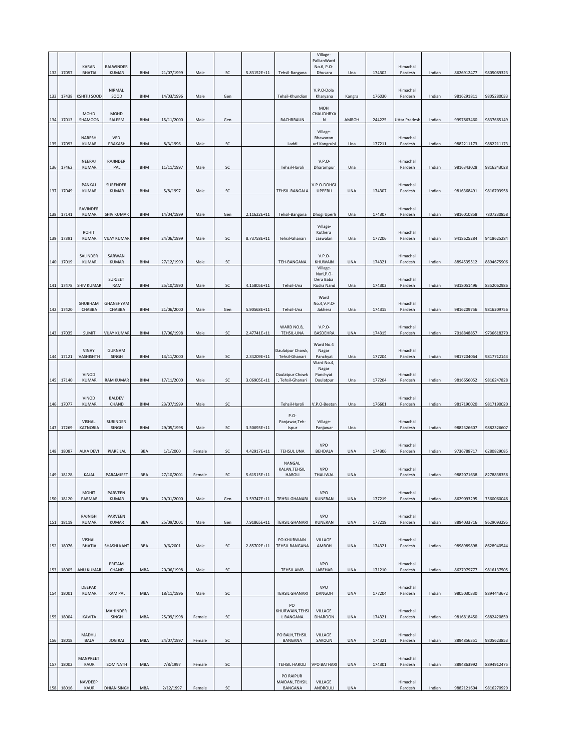| 132 | 17057 | KARAN BHATIA | BALWINDER KUMAR | BHM | 21/07/1999 | Male | SC | 5.83152E+11 | Tehsil-Bangana | Village-PallianWard No.6, P.O-Dhusara | Una | 174302 | Himachal Pardesh | Indian | 8626912477 | 9805089323 |
|---|---|---|---|---|---|---|---|---|---|---|---|---|---|---|---|---|
| 133 | 17438 | KSHITIJ SOOD | NIRMAL SOOD | BHM | 14/03/1996 | Male | Gen | | Tehsil-Khundian | V.P.O-Dola Kharyana | Kangra | 176030 | Himachal Pardesh | Indian | 9816291811 | 9805280033 |
| 134 | 17013 | MOHD SHAMOON | MOHD SALEEM | BHM | 15/11/2000 | Male | Gen | | BACHRAUN | MOH CHAUDHRYA N | AMROH | 244225 | Uttar Pradesh | Indian | 9997863460 | 9837665149 |
| 135 | 17093 | NARESH KUMAR | VED PRAKASH | BHM | 8/3/1996 | Male | SC | | Laddi | Village-Bhawaran urf Kangruhi | Una | 177211 | Himachal Pardesh | Indian | 9882211173 | 9882211173 |
| 136 | 17462 | NEERAJ KUMAR | RAJINDER PAL | BHM | 11/11/1997 | Male | SC | | Tehsil-Haroli | V.P.O-Dharampur | Una | | Himachal Pardesh | Indian | 9816343028 | 9816343028 |
| 137 | 17049 | PANKAJ KUMAR | SURENDER KUMAR | BHM | 5/8/1997 | Male | SC | | TEHSIL-BANGALA | V.P.O-DOHGI UPPERLI | UNA | 174307 | Himachal Pardesh | Indian | 9816368491 | 9816703958 |
| 138 | 17141 | RAVINDER KUMAR | SHIV KUMAR | BHM | 14/04/1999 | Male | Gen | 2.11622E+11 | Tehsil-Bangana | Dhogi Uperli | Una | 174307 | Himachal Pardesh | Indian | 9816010858 | 7807230858 |
| 139 | 17391 | ROHIT KUMAR | VIJAY KUMAR | BHM | 24/06/1999 | Male | SC | 8.73758E+11 | Tehsil-Ghanari | Village-Kuthera Jaswalan | Una | 177206 | Himachal Pardesh | Indian | 9418625284 | 9418625284 |
| 140 | 17019 | SALINDER KUMAR | SARWAN KUMAR | BHM | 27/12/1999 | Male | SC | | TEH-BANGANA | V.P.O-KHUWAIN | UNA | 174321 | Himachal Pardesh | Indian | 8894535512 | 8894675906 |
| 141 | 17478 | SHIV KUMAR | SURJEET RAM | BHM | 25/10/1990 | Male | SC | 4.15805E+11 | Tehsil-Una | Viilage-Nari,P.O-Dera Baba Rudra Nand | Una | 174303 | Himachal Pardesh | Indian | 9318051496 | 8352062986 |
| 142 | 17420 | SHUBHAM CHABBA | GHANSHYAM CHABBA | BHM | 21/06/2000 | Male | Gen | 5.90568E+11 | Tehsil-Una | Ward No.4,V.P.O-Jakhera | Una | 174315 | Himachal Pardesh | Indian | 9816209756 | 9816209756 |
| 143 | 17035 | SUMIT | VIJAY KUMAR | BHM | 17/06/1998 | Male | SC | 2.47741E+11 | WARD NO.8, TEHSIL-UNA | V.P.O-BASDEHRA | UNA | 174315 | Himachal Pardesh | Indian | 7018848857 | 9736618270 |
| 144 | 17121 | VINAY VASHISHTH | GURNAM SINGH | BHM | 13/11/2000 | Male | SC | 2.34209E+11 | Daulatpur Chowk, Tehsil-Ghanari | Ward No.4 Nagar Panchyat | Una | 177204 | Himachal Pardesh | Indian | 9817204064 | 9817712143 |
| 145 | 17140 | VINOD KUMAR | RAM KUMAR | BHM | 17/11/2000 | Male | SC | 3.06905E+11 | Daulatpur Chowk , Tehsil-Ghanari | Ward No.4, Nagar Panchyat Daulatpur | Una | 177204 | Himachal Pardesh | Indian | 9816656052 | 9816247828 |
| 146 | 17077 | VINOD KUMAR | BALDEV CHAND | BHM | 23/07/1999 | Male | SC | | Tehsil-Haroli | V.P.O-Beetan | Una | 176601 | Himachal Pardesh | Indian | 9817190020 | 9817190020 |
| 147 | 17269 | VISHAL KATNORIA | SURINDER SINGH | BHM | 29/05/1998 | Male | SC | 3.50693E+11 | P.O-Panjawar,Teh-Ispur | Village-Panjawar | Una | | Himachal Pardesh | Indian | 9882326607 | 9882326607 |
| 148 | 18087 | ALKA DEVI | PIARE LAL | BBA | 1/1/2000 | Female | SC | 4.42917E+11 | TEHSUL UNA | VPO BEHDALA | UNA | 174306 | Himachal Pardesh | Indian | 9736788717 | 6280829085 |
| 149 | 18128 | KAJAL | PARAMJEET | BBA | 27/10/2001 | Female | SC | 5.61515E+11 | NANGAL KALAN,TEHSIL HAROLI | VPO THALIWAL | UNA | | Himachal Pardesh | Indian | 9882071638 | 8278838356 |
| 150 | 18120 | MOHIT PARMAR | PARVEEN KUMAR | BBA | 29/01/2000 | Male | Gen | 3.59747E+11 | TEHSIL GHANARI | VPO KUNERAN | UNA | 177219 | Himachal Pardesh | Indian | 8629093295 | 7560060046 |
| 151 | 18119 | RAJNISH KUMAR | PARVEEN KUMAR | BBA | 25/09/2001 | Male | Gen | 7.91865E+11 | TEHSIL GHANARI | VPO KUNERAN | UNA | 177219 | Himachal Pardesh | Indian | 8894033716 | 8629093295 |
| 152 | 18076 | VISHAL BHATIA | SHASHI KANT | BBA | 9/6/2001 | Male | SC | 2.85702E+11 | PO KHURWAIN TEHSIL BANGANA | VILLAGE AMROH | UNA | 174321 | Himachal Pardesh | Indian | 9898989898 | 8628940544 |
| 153 | 18005 | ANU KUMAR | PRITAM CHAND | MBA | 20/06/1998 | Male | SC | | TEHSIL AMB | VPO JABEHAR | UNA | 171210 | Himachal Pardesh | Indian | 8627979777 | 9816137505 |
| 154 | 18001 | DEEPAK KUMAR | RAM PAL | MBA | 18/11/1996 | Male | SC | | TEHSIL GHANARI | VPO DANGOH | UNA | 177204 | Himachal Pardesh | Indian | 9805030330 | 8894443672 |
| 155 | 18004 | KAVITA | MAHINDER SINGH | MBA | 25/09/1998 | Female | SC | | PO KHURWAIN,TEHSI L BANGANA | VILLAGE DHAROON | UNA | 174321 | Himachal Pardesh | Indian | 9816818450 | 9882420850 |
| 156 | 18018 | MADHU BALA | JOG RAJ | MBA | 24/07/1997 | Female | SC | | PO BALH,TEHSIL BANGANA | VILLAGE SAKOUN | UNA | 174321 | Himachal Pardesh | Indian | 8894856351 | 9805623853 |
| 157 | 18002 | MANPREET KAUR | SOM NATH | MBA | 7/8/1997 | Female | SC | | TEHSIL HAROLI | VPO BATHARI | UNA | 174301 | Himachal Pardesh | Indian | 8894863992 | 8894912475 |
| 158 | 18016 | NAVDEEP KAUR | DHIAN SINGH | MBA | 2/12/1997 | Female | SC | | PO RAIPUR MAIDAN, TEHSIL BANGANA | VILLAGE ANDROULI | UNA | | Himachal Pardesh | Indian | 9882121604 | 9816270929 |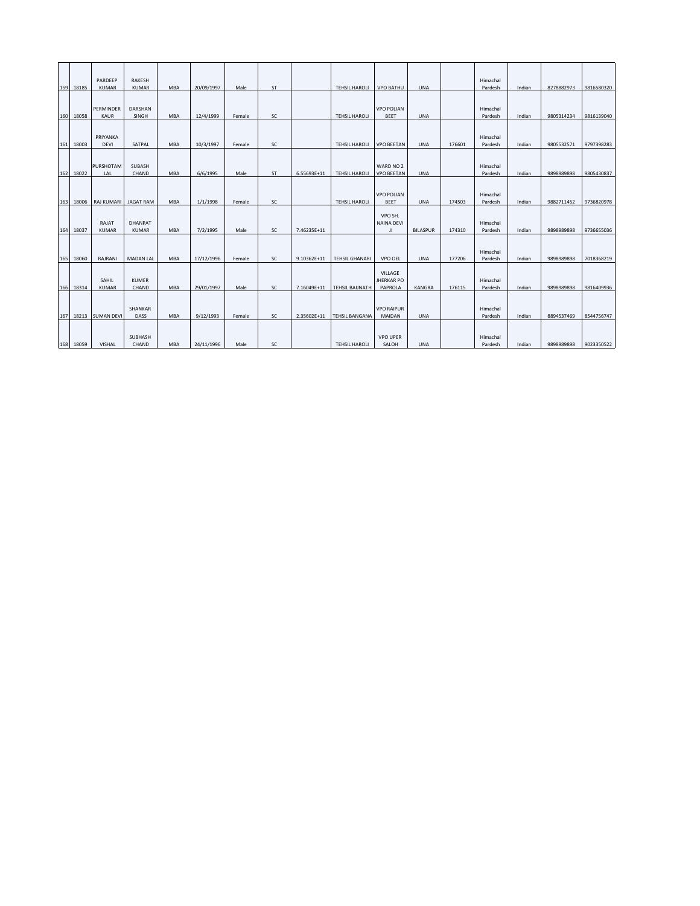| | | | | | | | | | | | | | | | | |
|---|---|---|---|---|---|---|---|---|---|---|---|---|---|---|---|---|
| 159 | 18185 | PARDEEP KUMAR | RAKESH KUMAR | MBA | 20/09/1997 | Male | ST | | TEHSIL HAROLI | VPO BATHU | UNA | | Himachal Pardesh | Indian | 8278882973 | 9816580320 |
| 160 | 18058 | PERMINDER KAUR | DARSHAN SINGH | MBA | 12/4/1999 | Female | SC | | TEHSIL HAROLI | VPO POLIAN BEET | UNA | | Himachal Pardesh | Indian | 9805314234 | 9816139040 |
| 161 | 18003 | PRIYANKA DEVI | SATPAL | MBA | 10/3/1997 | Female | SC | | TEHSIL HAROLI | VPO BEETAN | UNA | 176601 | Himachal Pardesh | Indian | 9805532571 | 9797398283 |
| 162 | 18022 | PURSHOTAM LAL | SUBASH CHAND | MBA | 6/6/1995 | Male | ST | 6.55693E+11 | TEHSIL HAROLI | WARD NO 2 VPO BEETAN | UNA | | Himachal Pardesh | Indian | 9898989898 | 9805430837 |
| 163 | 18006 | RAJ KUMARI | JAGAT RAM | MBA | 1/1/1998 | Female | SC | | TEHSIL HAROLI | VPO POLIAN BEET | UNA | 174503 | Himachal Pardesh | Indian | 9882711452 | 9736820978 |
| 164 | 18037 | RAJAT KUMAR | DHANPAT KUMAR | MBA | 7/2/1995 | Male | SC | 7.46235E+11 | | VPO SH. NAINA DEVI JI | BILASPUR | 174310 | Himachal Pardesh | Indian | 9898989898 | 9736655036 |
| 165 | 18060 | RAJRANI | MADAN LAL | MBA | 17/12/1996 | Female | SC | 9.10362E+11 | TEHSIL GHANARI | VPO OEL | UNA | 177206 | Himachal Pardesh | Indian | 9898989898 | 7018368219 |
| 166 | 18314 | SAHIL KUMAR | KUMER CHAND | MBA | 29/01/1997 | Male | SC | 7.16049E+11 | TEHSIL BAIJNATH | VILLAGE JHERKAR PO PAPROLA | KANGRA | 176115 | Himachal Pardesh | Indian | 9898989898 | 9816409936 |
| 167 | 18213 | SUMAN DEVI | SHANKAR DASS | MBA | 9/12/1993 | Female | SC | 2.35602E+11 | TEHSIL BANGANA | VPO RAIPUR MAIDAN | UNA | | Himachal Pardesh | Indian | 8894537469 | 8544756747 |
| 168 | 18059 | VISHAL | SUBHASH CHAND | MBA | 24/11/1996 | Male | SC | | TEHSIL HAROLI | VPO UPER SALOH | UNA | | Himachal Pardesh | Indian | 9898989898 | 9023350522 |